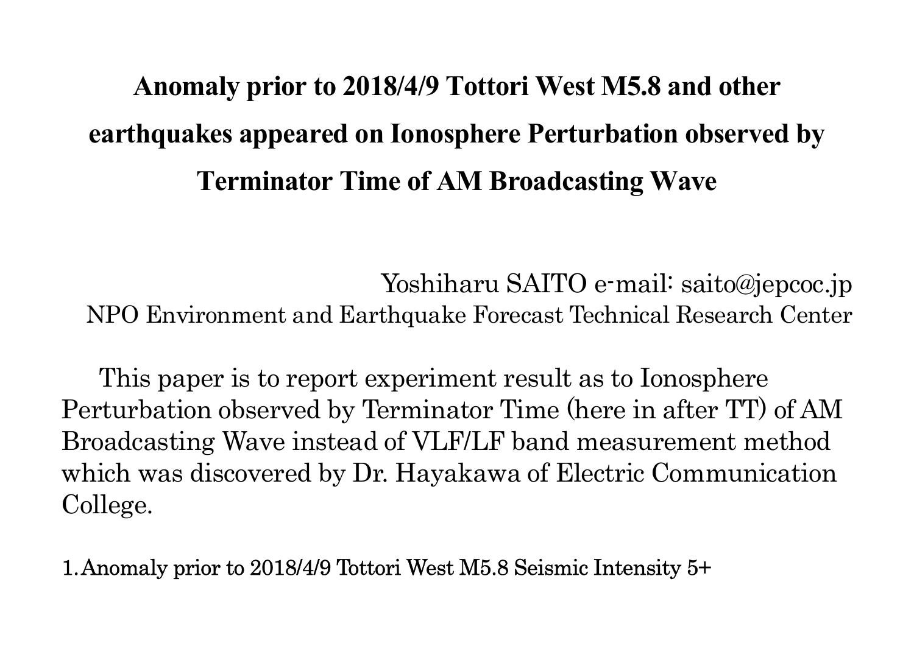# Anomaly prior to 2018/4/9 Tottori West M5.8 and other earthquakes appeared on Ionosphere Perturbation observed by Terminator Time of AM Broadcasting Wave

Yoshiharu SAITO e-mail: saito@jepcoc.jp
NPO Environment and Earthquake Forecast Technical Research Center

This paper is to report experiment result as to Ionosphere Perturbation observed by Terminator Time (here in after TT) of AM Broadcasting Wave instead of VLF/LF band measurement method which was discovered by Dr. Hayakawa of Electric Communication College.

## 1. Anomaly prior to 2018/4/9 Tottori West M5.8 Seismic Intensity 5+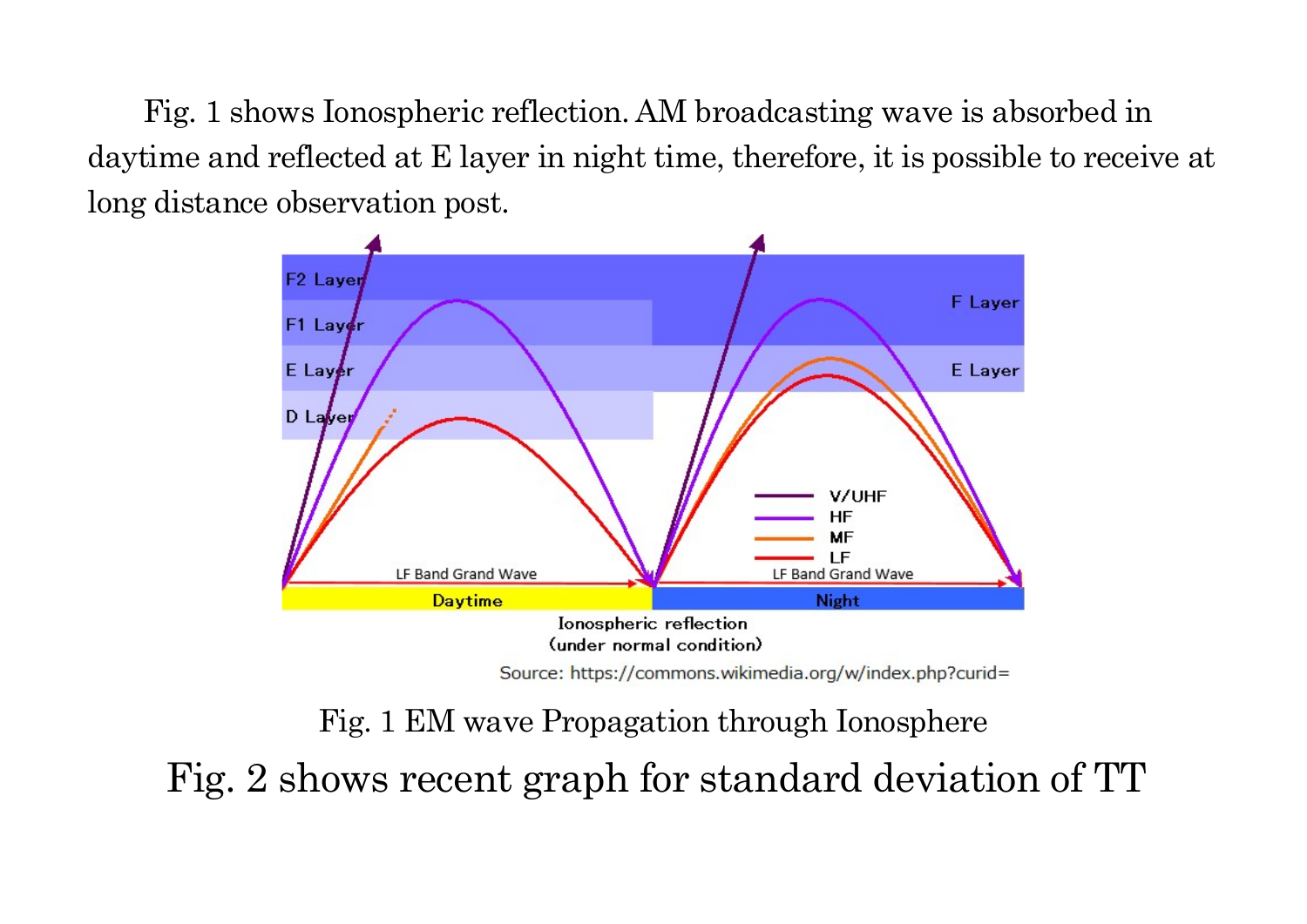Fig. 1 shows Ionospheric reflection. AM broadcasting wave is absorbed in daytime and reflected at E layer in night time, therefore, it is possible to receive at long distance observation post.

Fig. 1 EM wave Propagation through Ionosphere

Fig. 2 shows recent graph for standard deviation of TT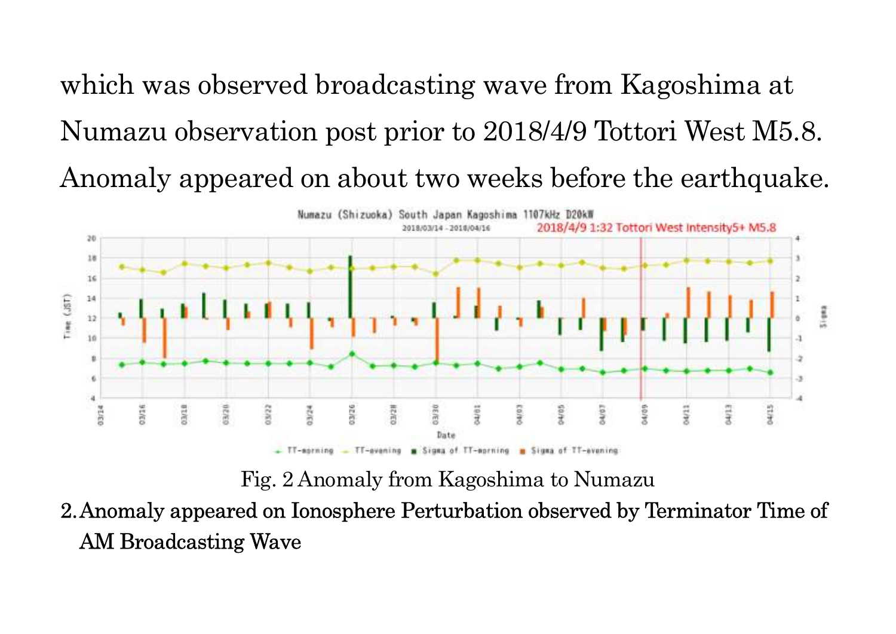which was observed broadcasting wave from Kagoshima at Numazu observation post prior to 2018/4/9 Tottori West M5.8. Anomaly appeared on about two weeks before the earthquake.

Fig. 2 Anomaly from Kagoshima to Numazu

2. Anomaly appeared on Ionosphere Perturbation observed by Terminator Time of AM Broadcasting Wave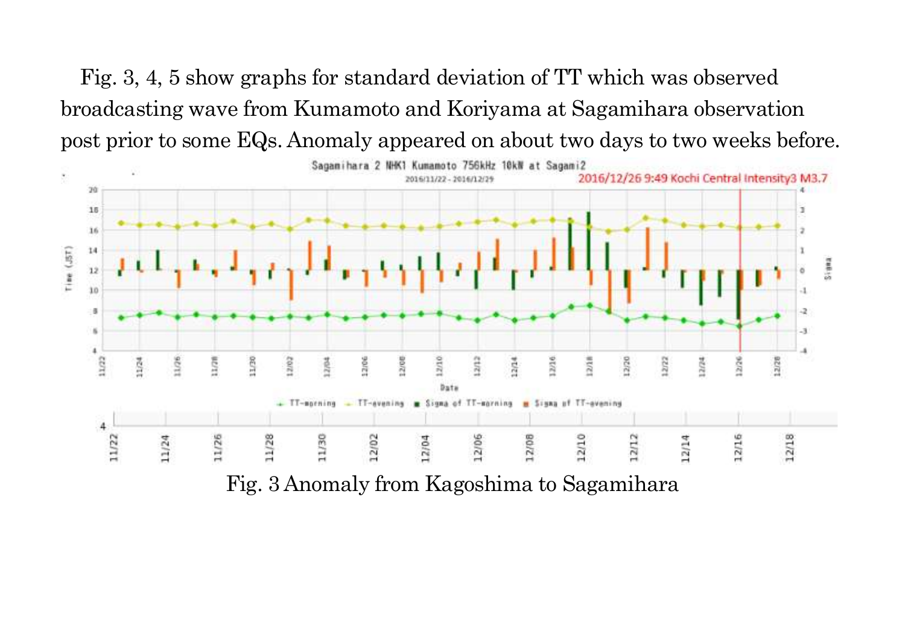Fig. 3, 4, 5 show graphs for standard deviation of TT which was observed broadcasting wave from Kumamoto and Koriyama at Sagamihara observation post prior to some EQs. Anomaly appeared on about two days to two weeks before.

Fig. 3 Anomaly from Kagoshima to Sagamihara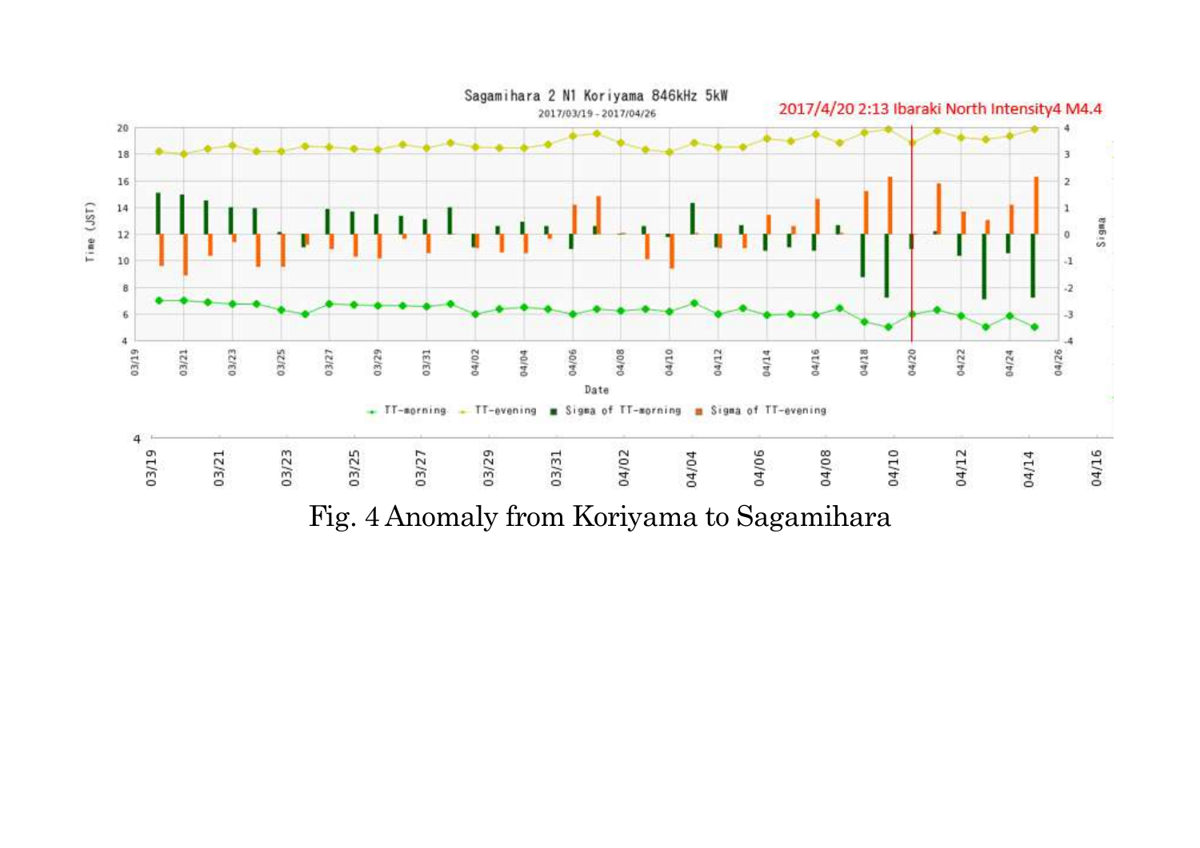Fig. 4 Anomaly from Koriyama to Sagamihara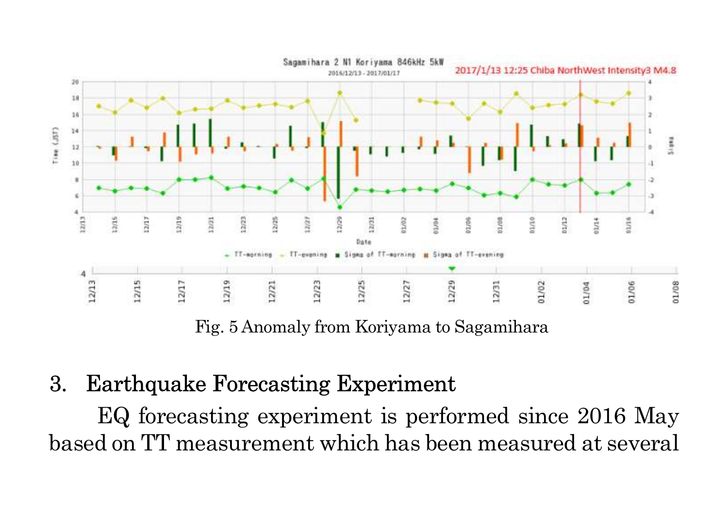Fig. 5 Anomaly from Koriyama to Sagamihara

## 3. Earthquake Forecasting Experiment

EQ forecasting experiment is performed since 2016 May based on TT measurement which has been measured at several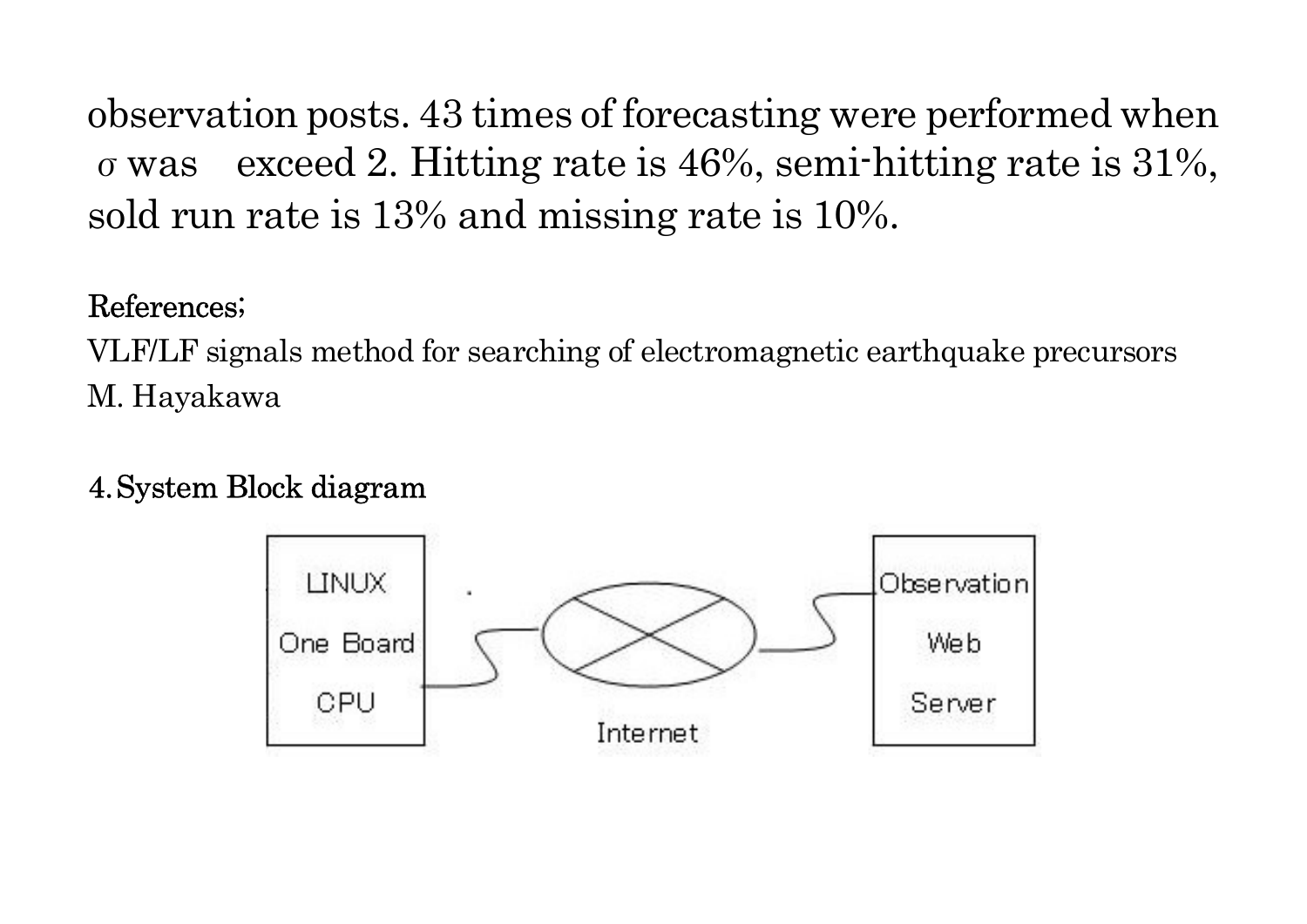observation posts. 43 times of forecasting were performed when σ was  exceed 2. Hitting rate is 46%, semi-hitting rate is 31%, sold run rate is 13% and missing rate is 10%.

References;

VLF/LF signals method for searching of electromagnetic earthquake precursors

M. Hayakawa

## 4. System Block diagram

LINUX One Board CPU — Internet — Observation Web Server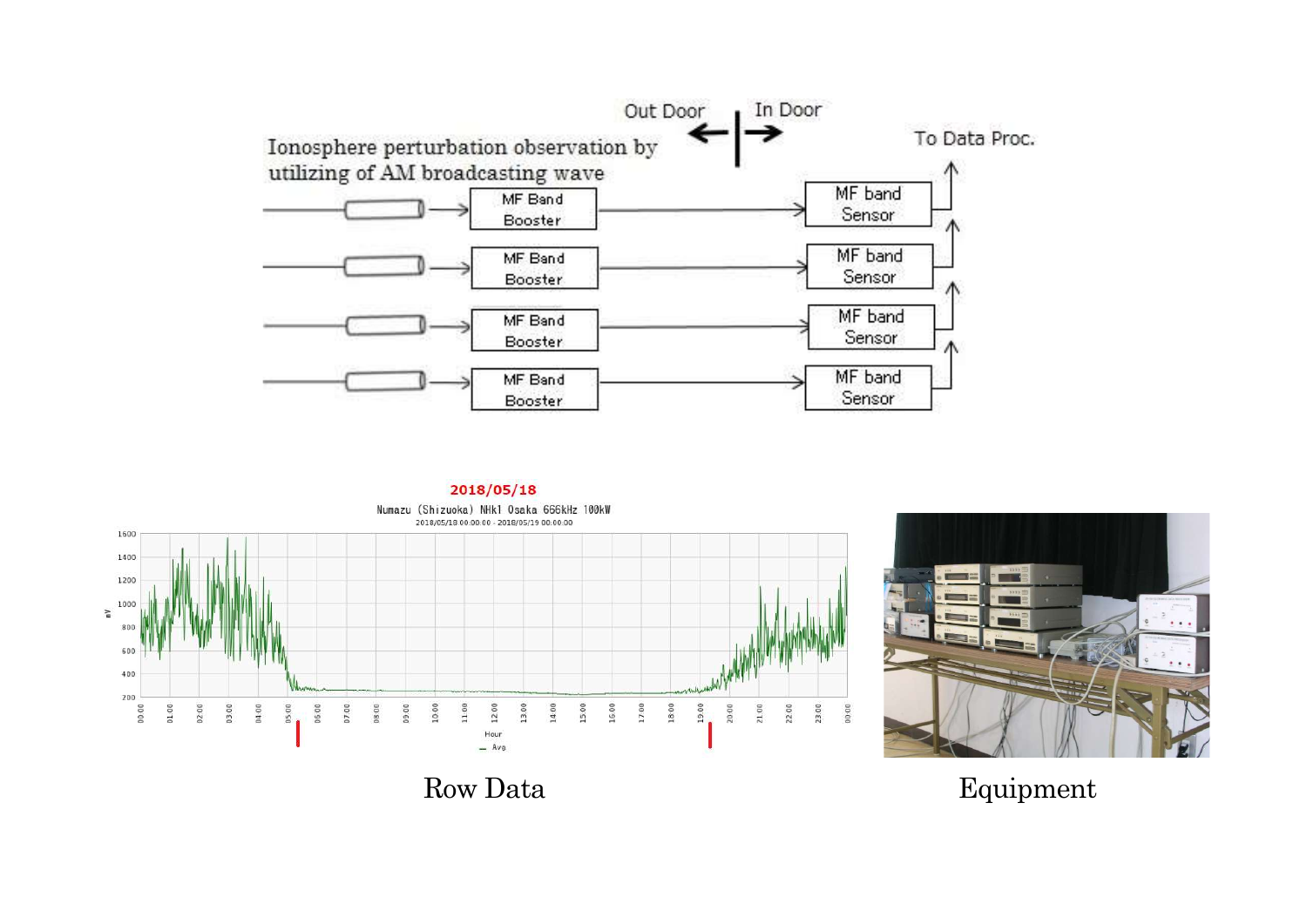Ionosphere perturbation observation by utilizing of AM broadcasting wave

Out Door

In Door

To Data Proc.

MF Band Booster

MF band Sensor

MF Band Booster

MF band Sensor

MF Band Booster

MF band Sensor

MF Band Booster

MF band Sensor

2018/05/18

Numazu (Shizuoka) NHK1 Osaka 666kHz 100kW

2018/05/18 00:00:00 - 2018/05/19 00:00:00

mV

1600
1400
1200
1000
800
600
400
200

00:00 01:00 02:00 03:00 04:00 05:00 06:00 07:00 08:00 09:00 10:00 11:00 12:00 13:00 14:00 15:00 16:00 17:00 18:00 19:00 20:00 21:00 22:00 23:00 00:00

Hour

Avg

Row Data

Equipment